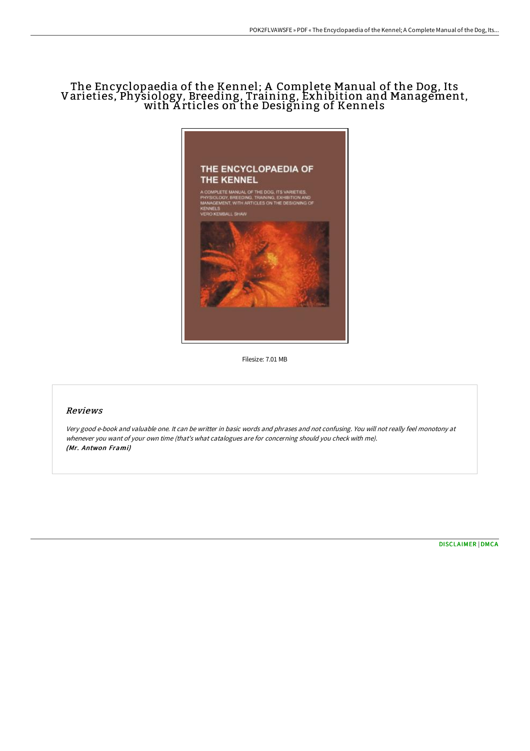# The Encyclopaedia of the Kennel; A Complete Manual of the Dog, Its Varieties, Physiology, Breeding, Training, Exhibition and Management, with Articles on the Designing of Kennels

Filesize: 7.01 MB

## Reviews

*Very good e-book and valuable one. It can be writter in basic words and phrases and not confusing. You will not really feel monotony at whenever you want of your own time (that's what catalogues are for concerning should you check with me).*
***(Mr. Antwon Frami)***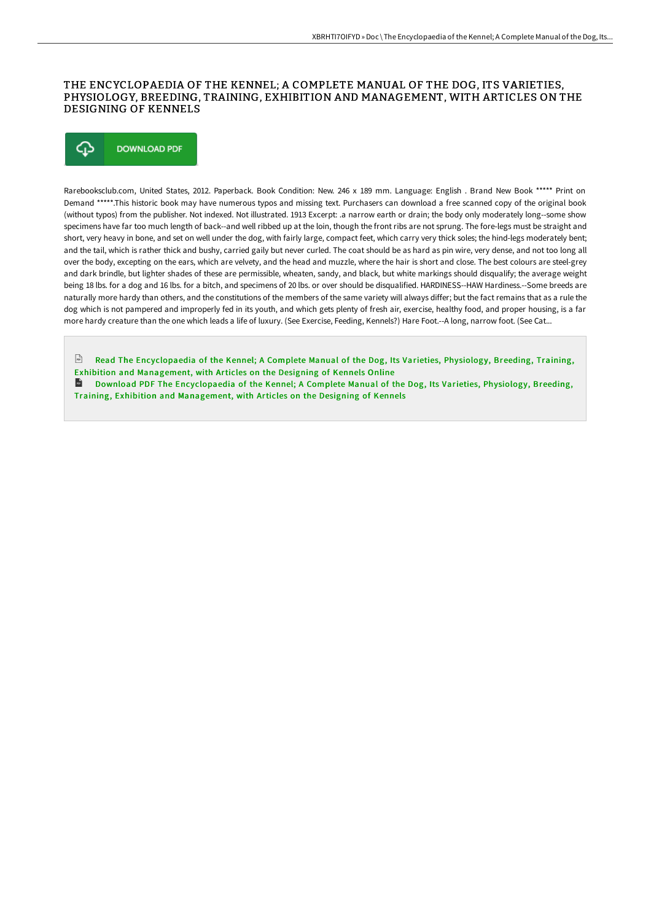# THE ENCYCLOPAEDIA OF THE KENNEL; A COMPLETE MANUAL OF THE DOG, ITS VARIETIES, PHYSIOLOGY, BREEDING, TRAINING, EXHIBITION AND MANAGEMENT, WITH ARTICLES ON THE DESIGNING OF KENNELS

DOWNLOAD PDF

Rarebooksclub.com, United States, 2012. Paperback. Book Condition: New. 246 x 189 mm. Language: English . Brand New Book ***** Print on Demand *****.This historic book may have numerous typos and missing text. Purchasers can download a free scanned copy of the original book (without typos) from the publisher. Not indexed. Not illustrated. 1913 Excerpt: .a narrow earth or drain; the body only moderately long--some show specimens have far too much length of back--and well ribbed up at the loin, though the front ribs are not sprung. The fore-legs must be straight and short, very heavy in bone, and set on well under the dog, with fairly large, compact feet, which carry very thick soles; the hind-legs moderately bent; and the tail, which is rather thick and bushy, carried gaily but never curled. The coat should be as hard as pin wire, very dense, and not too long all over the body, excepting on the ears, which are velvety, and the head and muzzle, where the hair is short and close. The best colours are steel-grey and dark brindle, but lighter shades of these are permissible, wheaten, sandy, and black, but white markings should disqualify; the average weight being 18 lbs. for a dog and 16 lbs. for a bitch, and specimens of 20 lbs. or over should be disqualified. HARDINESS--HAW Hardiness.--Some breeds are naturally more hardy than others, and the constitutions of the members of the same variety will always differ; but the fact remains that as a rule the dog which is not pampered and improperly fed in its youth, and which gets plenty of fresh air, exercise, healthy food, and proper housing, is a far more hardy creature than the one which leads a life of luxury. (See Exercise, Feeding, Kennels?) Hare Foot.--A long, narrow foot. (See Cat...

Read The Encyclopaedia of the Kennel; A Complete Manual of the Dog, Its Varieties, Physiology, Breeding, Training, Exhibition and Management, with Articles on the Designing of Kennels Online

Download PDF The Encyclopaedia of the Kennel; A Complete Manual of the Dog, Its Varieties, Physiology, Breeding, Training, Exhibition and Management, with Articles on the Designing of Kennels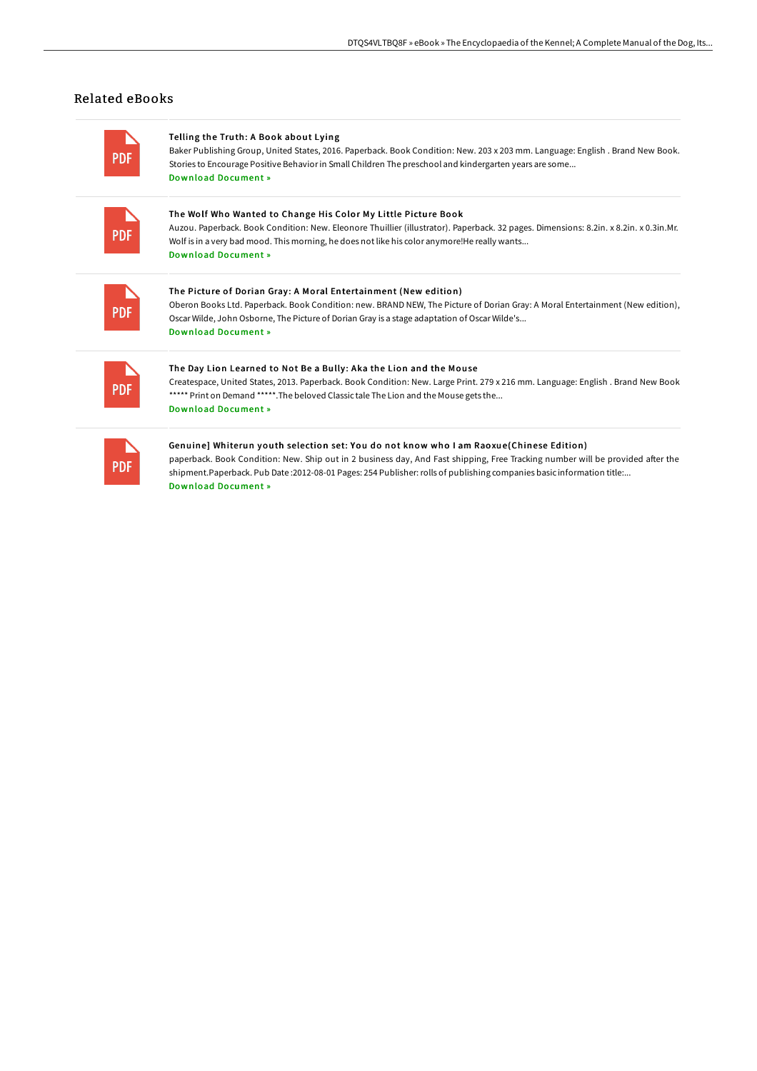## Related eBooks

### Telling the Truth: A Book about Lying

Baker Publishing Group, United States, 2016. Paperback. Book Condition: New. 203 x 203 mm. Language: English . Brand New Book. Stories to Encourage Positive Behavior in Small Children The preschool and kindergarten years are some...

Download Document »

### The Wolf Who Wanted to Change His Color My Little Picture Book

Auzou. Paperback. Book Condition: New. Eleonore Thuillier (illustrator). Paperback. 32 pages. Dimensions: 8.2in. x 8.2in. x 0.3in.Mr. Wolf is in a very bad mood. This morning, he does not like his color anymore!He really wants...

Download Document »

### The Picture of Dorian Gray: A Moral Entertainment (New edition)

Oberon Books Ltd. Paperback. Book Condition: new. BRAND NEW, The Picture of Dorian Gray: A Moral Entertainment (New edition), Oscar Wilde, John Osborne, The Picture of Dorian Gray is a stage adaptation of Oscar Wilde's...

Download Document »

### The Day Lion Learned to Not Be a Bully: Aka the Lion and the Mouse

Createspace, United States, 2013. Paperback. Book Condition: New. Large Print. 279 x 216 mm. Language: English . Brand New Book ***** Print on Demand *****.The beloved Classic tale The Lion and the Mouse gets the...

Download Document »

### Genuine] Whiterun youth selection set: You do not know who I am Raoxue(Chinese Edition)

paperback. Book Condition: New. Ship out in 2 business day, And Fast shipping, Free Tracking number will be provided after the shipment.Paperback. Pub Date :2012-08-01 Pages: 254 Publisher: rolls of publishing companies basic information title:...

Download Document »